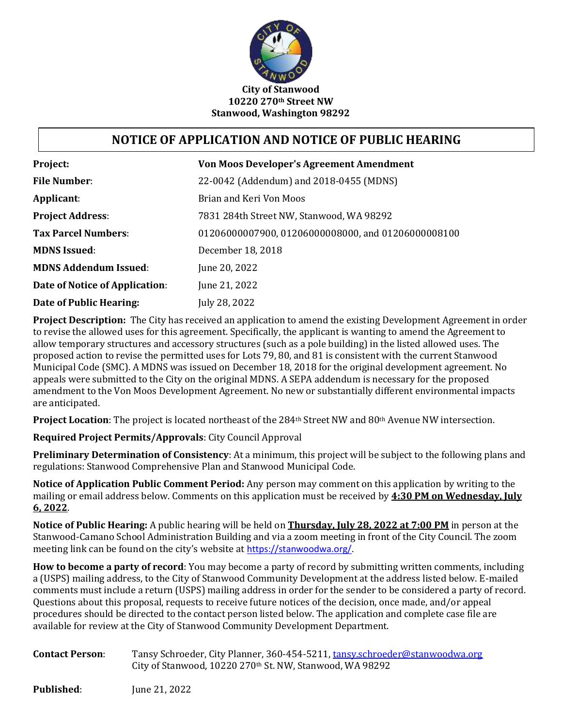**City of Stanwood**
**10220 270th Street NW**
**Stanwood, Washington 98292**

# NOTICE OF APPLICATION AND NOTICE OF PUBLIC HEARING

| | |
|---|---|
| **Project:** | **Von Moos Developer's Agreement Amendment** |
| **File Number**: | 22-0042 (Addendum) and 2018-0455 (MDNS) |
| **Applicant**: | Brian and Keri Von Moos |
| **Project Address**: | 7831 284th Street NW, Stanwood, WA 98292 |
| **Tax Parcel Numbers**: | 01206000007900, 01206000008000, and 01206000008100 |
| **MDNS Issued**: | December 18, 2018 |
| **MDNS Addendum Issued**: | June 20, 2022 |
| **Date of Notice of Application**: | June 21, 2022 |
| **Date of Public Hearing:** | July 28, 2022 |

**Project Description:** The City has received an application to amend the existing Development Agreement in order to revise the allowed uses for this agreement. Specifically, the applicant is wanting to amend the Agreement to allow temporary structures and accessory structures (such as a pole building) in the listed allowed uses. The proposed action to revise the permitted uses for Lots 79, 80, and 81 is consistent with the current Stanwood Municipal Code (SMC). A MDNS was issued on December 18, 2018 for the original development agreement. No appeals were submitted to the City on the original MDNS. A SEPA addendum is necessary for the proposed amendment to the Von Moos Development Agreement. No new or substantially different environmental impacts are anticipated.

**Project Location**: The project is located northeast of the 284th Street NW and 80th Avenue NW intersection.

**Required Project Permits/Approvals**: City Council Approval

**Preliminary Determination of Consistency**: At a minimum, this project will be subject to the following plans and regulations: Stanwood Comprehensive Plan and Stanwood Municipal Code.

**Notice of Application Public Comment Period:** Any person may comment on this application by writing to the mailing or email address below. Comments on this application must be received by **4:30 PM on Wednesday, July 6, 2022**.

**Notice of Public Hearing:** A public hearing will be held on **Thursday, July 28, 2022 at 7:00 PM** in person at the Stanwood-Camano School Administration Building and via a zoom meeting in front of the City Council. The zoom meeting link can be found on the city's website at https://stanwoodwa.org/.

**How to become a party of record**: You may become a party of record by submitting written comments, including a (USPS) mailing address, to the City of Stanwood Community Development at the address listed below. E-mailed comments must include a return (USPS) mailing address in order for the sender to be considered a party of record. Questions about this proposal, requests to receive future notices of the decision, once made, and/or appeal procedures should be directed to the contact person listed below. The application and complete case file are available for review at the City of Stanwood Community Development Department.

**Contact Person**: Tansy Schroeder, City Planner, 360-454-5211, tansy.schroeder@stanwoodwa.org
City of Stanwood, 10220 270th St. NW, Stanwood, WA 98292

**Published**: June 21, 2022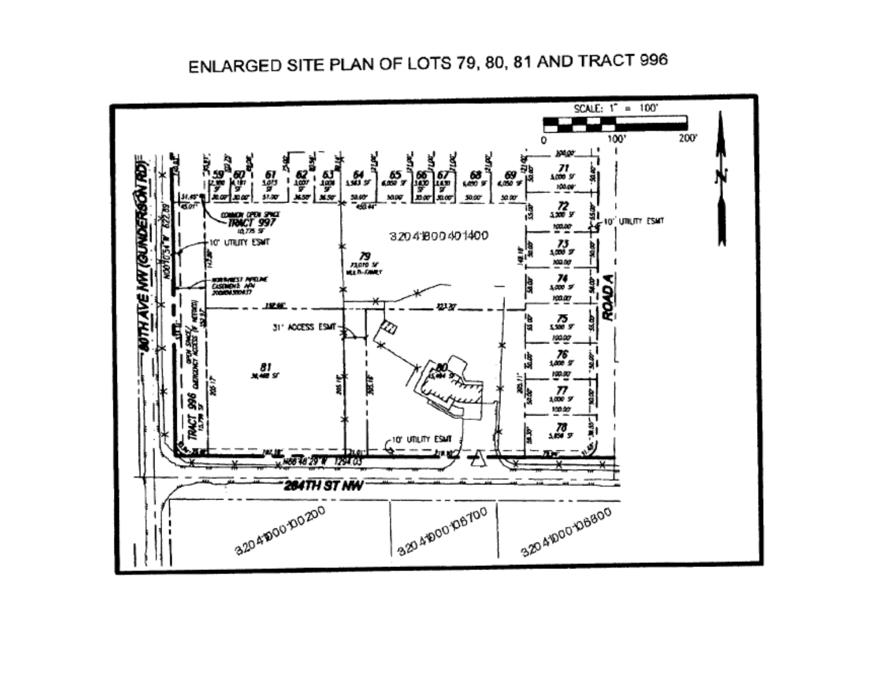# ENLARGED SITE PLAN OF LOTS 79, 80, 81 AND TRACT 996

SCALE: 1" = 100'

0 100' 200'

N

80TH AVE NW (GUNDERSON RD)

N00°10'54"W 622.89'

COMMON OPEN SPACE TRACT 997 10,775 SF

10' UTILITY ESMT

NORTHWEST PIPELINE EASEMENT AFN 200806300477

OPEN SPACE / EMERGENCY ACCESS (IF NEEDED)

TRACT 996 15,779 SF

81 36,468 SF

31' ACCESS ESMT

79 73,010 SF MULTI-FAMILY

3204180040 1400

80 45,494 SF

10' UTILITY ESMT

N88°48'29"W 1294.03'

264TH ST NW

ROAD A

10' UTILITY ESMT

59 2,980 SF | 60 4,187 SF | 61 5,075 SF | 62 3,007 SF | 63 3,008 SF | 64 5,583 SF | 65 6,050 SF | 66 3,630 SF | 67 3,630 SF | 68 6,050 SF | 69 6,050 SF

71 5,000 SF | 72 5,500 SF | 73 5,000 SF | 74 5,000 SF | 75 5,500 SF | 76 5,000 SF | 77 5,000 SF | 78 5,856 SF

32041000100200

32041000108700

32041000108800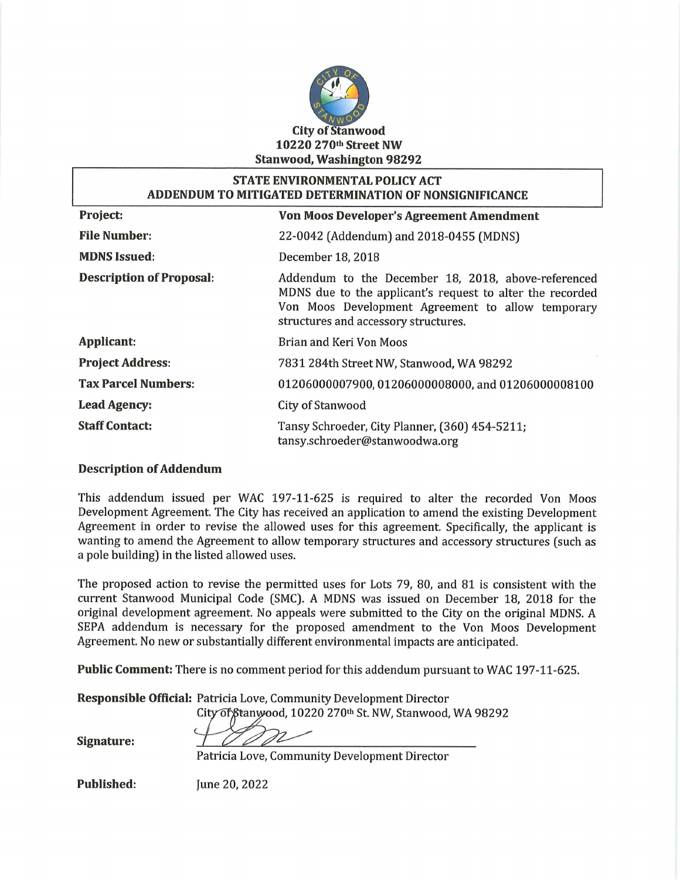**City of Stanwood**
**10220 270th Street NW**
**Stanwood, Washington 98292**

## STATE ENVIRONMENTAL POLICY ACT
## ADDENDUM TO MITIGATED DETERMINATION OF NONSIGNIFICANCE

| | |
|---|---|
| **Project:** | **Von Moos Developer's Agreement Amendment** |
| **File Number:** | 22-0042 (Addendum) and 2018-0455 (MDNS) |
| **MDNS Issued:** | December 18, 2018 |
| **Description of Proposal:** | Addendum to the December 18, 2018, above-referenced MDNS due to the applicant's request to alter the recorded Von Moos Development Agreement to allow temporary structures and accessory structures. |
| **Applicant:** | Brian and Keri Von Moos |
| **Project Address:** | 7831 284th Street NW, Stanwood, WA 98292 |
| **Tax Parcel Numbers:** | 01206000007900, 01206000008000, and 01206000008100 |
| **Lead Agency:** | City of Stanwood |
| **Staff Contact:** | Tansy Schroeder, City Planner, (360) 454-5211; tansy.schroeder@stanwoodwa.org |

### Description of Addendum

This addendum issued per WAC 197-11-625 is required to alter the recorded Von Moos Development Agreement. The City has received an application to amend the existing Development Agreement in order to revise the allowed uses for this agreement. Specifically, the applicant is wanting to amend the Agreement to allow temporary structures and accessory structures (such as a pole building) in the listed allowed uses.

The proposed action to revise the permitted uses for Lots 79, 80, and 81 is consistent with the current Stanwood Municipal Code (SMC). A MDNS was issued on December 18, 2018 for the original development agreement. No appeals were submitted to the City on the original MDNS. A SEPA addendum is necessary for the proposed amendment to the Von Moos Development Agreement. No new or substantially different environmental impacts are anticipated.

**Public Comment:** There is no comment period for this addendum pursuant to WAC 197-11-625.

**Responsible Official:** Patricia Love, Community Development Director
City of Stanwood, 10220 270th St. NW, Stanwood, WA 98292

**Signature:**

Patricia Love, Community Development Director

**Published:** June 20, 2022